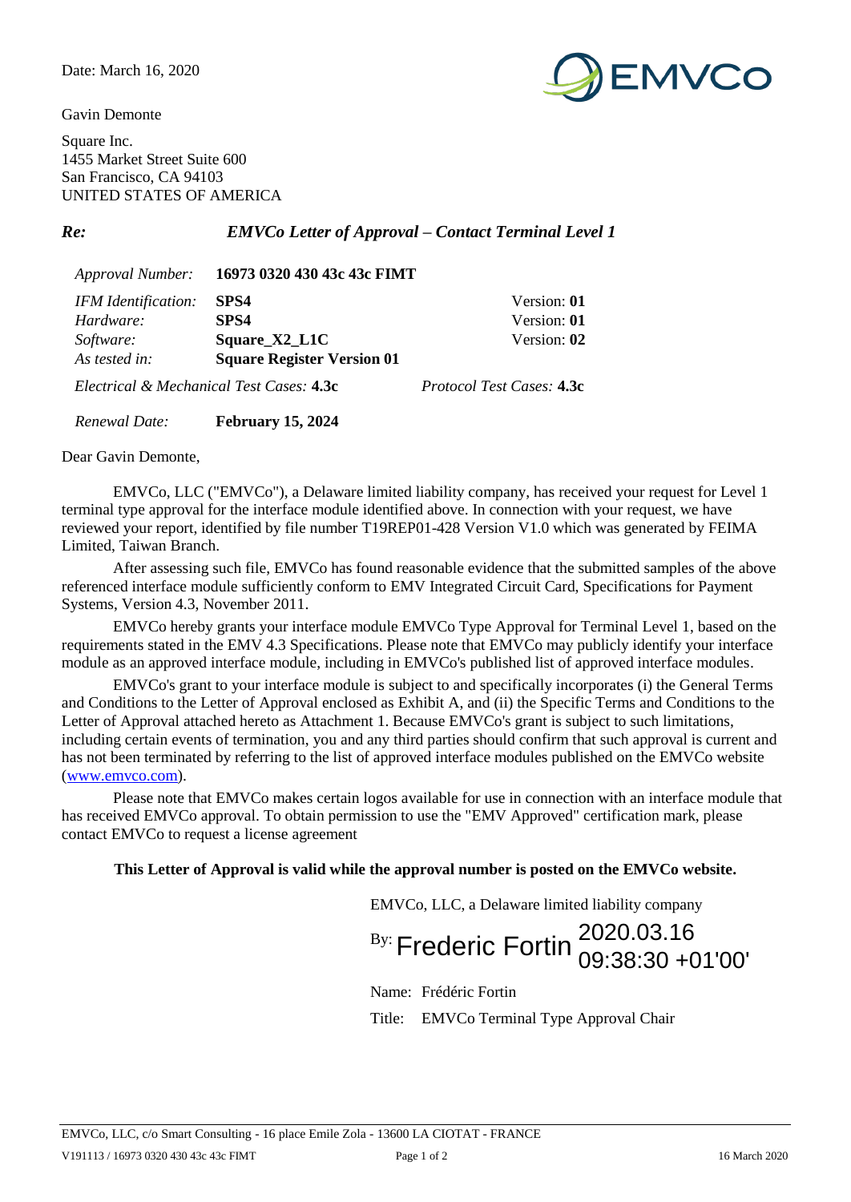Date: March 16, 2020

Gavin Demonte

Square Inc.
1455 Market Street Suite 600
San Francisco, CA 94103
UNITED STATES OF AMERICA

***Re:*** ***EMVCo Letter of Approval – Contact Terminal Level 1***

| | | |
|---|---|---|
| *Approval Number:* | **16973 0320 430 43c 43c FIMT** | |
| *IFM Identification:* | **SPS4** | Version: **01** |
| *Hardware:* | **SPS4** | Version: **01** |
| *Software:* | **Square_X2_L1C** | Version: **02** |
| *As tested in:* | **Square Register Version 01** | |
| *Electrical & Mechanical Test Cases:* **4.3c** | | *Protocol Test Cases:* **4.3c** |
| *Renewal Date:* | **February 15, 2024** | |

Dear Gavin Demonte,

EMVCo, LLC ("EMVCo"), a Delaware limited liability company, has received your request for Level 1 terminal type approval for the interface module identified above. In connection with your request, we have reviewed your report, identified by file number T19REP01-428 Version V1.0 which was generated by FEIMA Limited, Taiwan Branch.

After assessing such file, EMVCo has found reasonable evidence that the submitted samples of the above referenced interface module sufficiently conform to EMV Integrated Circuit Card, Specifications for Payment Systems, Version 4.3, November 2011.

EMVCo hereby grants your interface module EMVCo Type Approval for Terminal Level 1, based on the requirements stated in the EMV 4.3 Specifications. Please note that EMVCo may publicly identify your interface module as an approved interface module, including in EMVCo's published list of approved interface modules.

EMVCo's grant to your interface module is subject to and specifically incorporates (i) the General Terms and Conditions to the Letter of Approval enclosed as Exhibit A, and (ii) the Specific Terms and Conditions to the Letter of Approval attached hereto as Attachment 1. Because EMVCo's grant is subject to such limitations, including certain events of termination, you and any third parties should confirm that such approval is current and has not been terminated by referring to the list of approved interface modules published on the EMVCo website (www.emvco.com).

Please note that EMVCo makes certain logos available for use in connection with an interface module that has received EMVCo approval. To obtain permission to use the "EMV Approved" certification mark, please contact EMVCo to request a license agreement

**This Letter of Approval is valid while the approval number is posted on the EMVCo website.**

EMVCo, LLC, a Delaware limited liability company

By: Frederic Fortin 2020.03.16 09:38:30 +01'00'

Name: Frédéric Fortin

Title: EMVCo Terminal Type Approval Chair

EMVCo, LLC, c/o Smart Consulting - 16 place Emile Zola - 13600 LA CIOTAT - FRANCE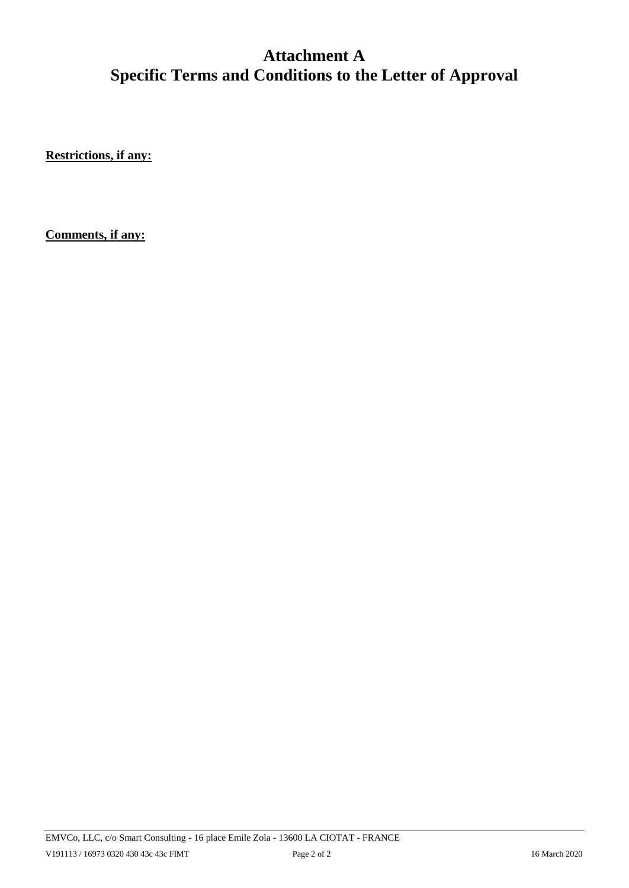# Attachment A
# Specific Terms and Conditions to the Letter of Approval

**Restrictions, if any:**

**Comments, if any:**